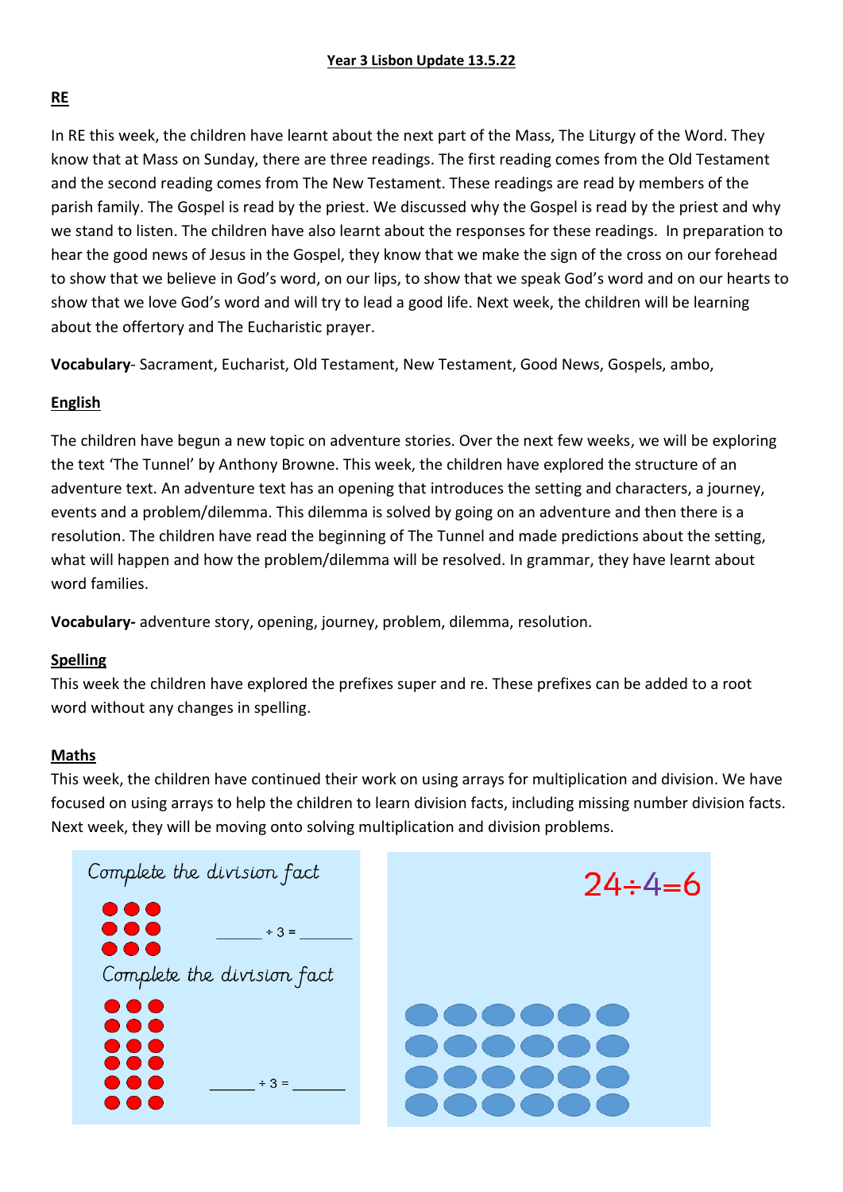**Year 3 Lisbon Update 13.5.22**

## RE

In RE this week, the children have learnt about the next part of the Mass, The Liturgy of the Word. They know that at Mass on Sunday, there are three readings. The first reading comes from the Old Testament and the second reading comes from The New Testament. These readings are read by members of the parish family. The Gospel is read by the priest. We discussed why the Gospel is read by the priest and why we stand to listen. The children have also learnt about the responses for these readings. In preparation to hear the good news of Jesus in the Gospel, they know that we make the sign of the cross on our forehead to show that we believe in God's word, on our lips, to show that we speak God's word and on our hearts to show that we love God's word and will try to lead a good life. Next week, the children will be learning about the offertory and The Eucharistic prayer.

**Vocabulary**- Sacrament, Eucharist, Old Testament, New Testament, Good News, Gospels, ambo,

## English

The children have begun a new topic on adventure stories. Over the next few weeks, we will be exploring the text 'The Tunnel' by Anthony Browne. This week, the children have explored the structure of an adventure text. An adventure text has an opening that introduces the setting and characters, a journey, events and a problem/dilemma. This dilemma is solved by going on an adventure and then there is a resolution. The children have read the beginning of The Tunnel and made predictions about the setting, what will happen and how the problem/dilemma will be resolved. In grammar, they have learnt about word families.

**Vocabulary-** adventure story, opening, journey, problem, dilemma, resolution.

## Spelling

This week the children have explored the prefixes super and re. These prefixes can be added to a root word without any changes in spelling.

## Maths

This week, the children have continued their work on using arrays for multiplication and division. We have focused on using arrays to help the children to learn division facts, including missing number division facts. Next week, they will be moving onto solving multiplication and division problems.

Complete the division fact

______ ÷ 3 = ______

Complete the division fact

______ ÷ 3 = ______

$24 \div 4 = 6$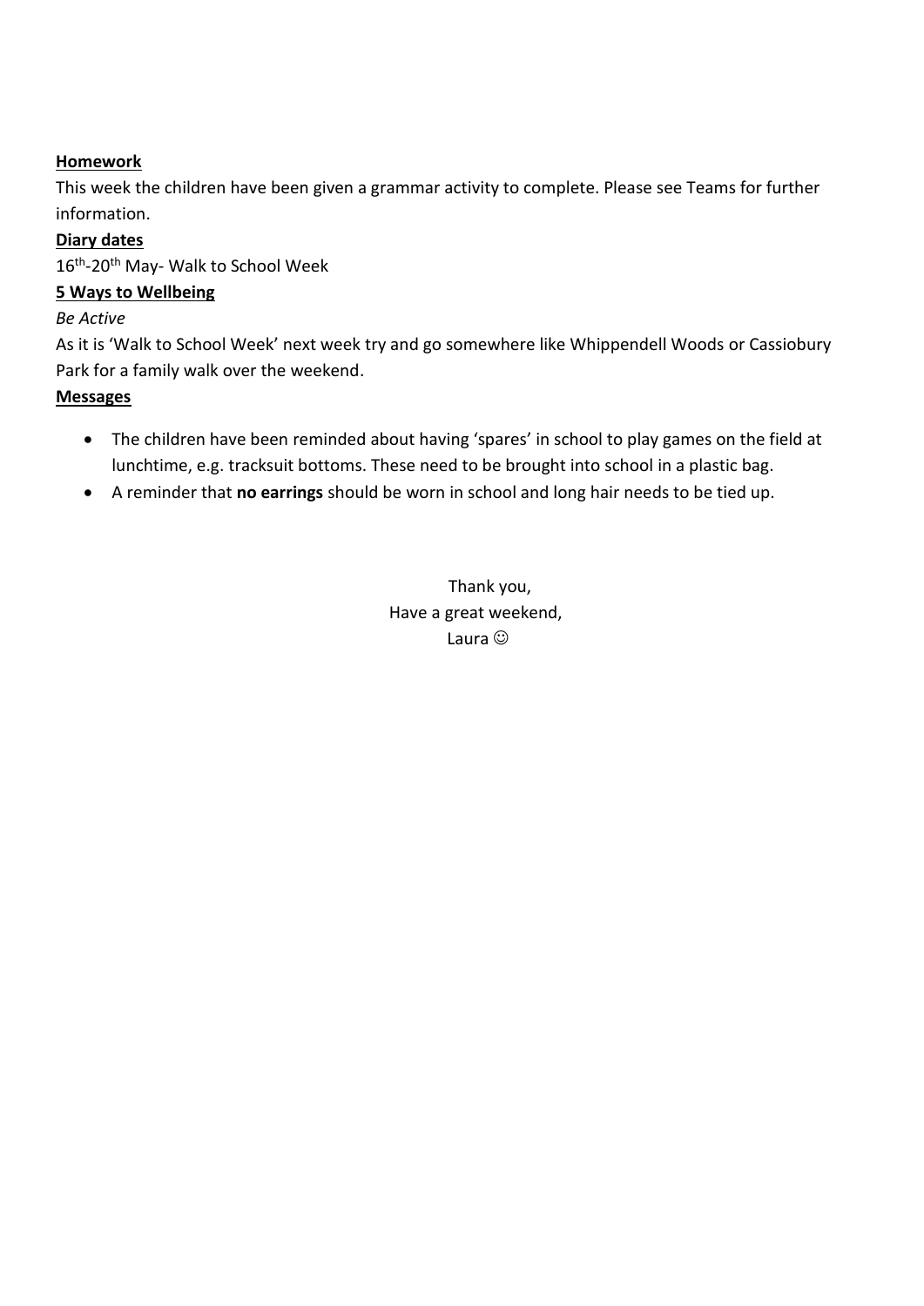**Homework**

This week the children have been given a grammar activity to complete. Please see Teams for further information.

**Diary dates**

16th-20th May- Walk to School Week

**5 Ways to Wellbeing**

*Be Active*

As it is 'Walk to School Week' next week try and go somewhere like Whippendell Woods or Cassiobury Park for a family walk over the weekend.

**Messages**

- The children have been reminded about having 'spares' in school to play games on the field at lunchtime, e.g. tracksuit bottoms. These need to be brought into school in a plastic bag.
- A reminder that **no earrings** should be worn in school and long hair needs to be tied up.

Thank you,
Have a great weekend,
Laura ☺